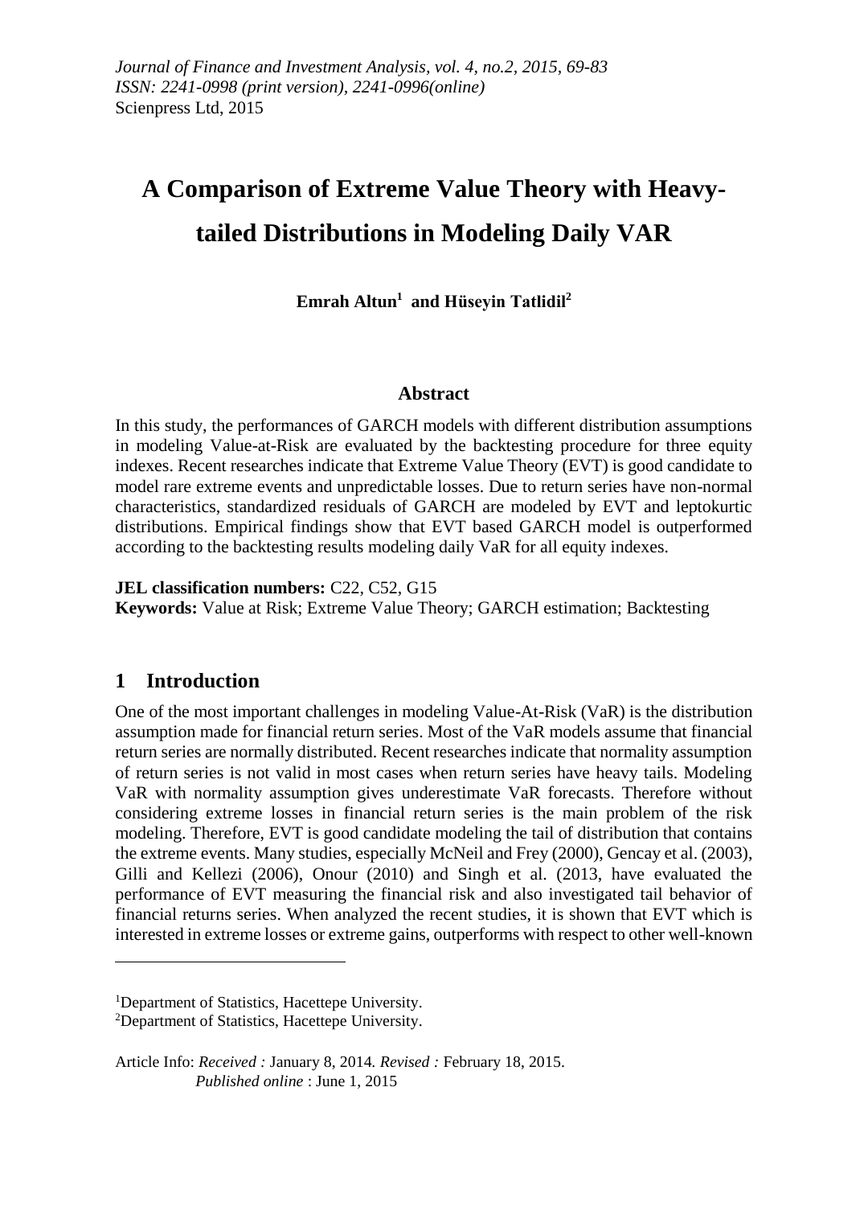*Journal of Finance and Investment Analysis, vol. 4, no.2, 2015, 69-83*
*ISSN: 2241-0998 (print version), 2241-0996(online)*
Scienpress Ltd, 2015

# A Comparison of Extreme Value Theory with Heavy-tailed Distributions in Modeling Daily VAR

**Emrah Altun[1] and Hüseyin Tatlidil[2]**

## Abstract

In this study, the performances of GARCH models with different distribution assumptions in modeling Value-at-Risk are evaluated by the backtesting procedure for three equity indexes. Recent researches indicate that Extreme Value Theory (EVT) is good candidate to model rare extreme events and unpredictable losses. Due to return series have non-normal characteristics, standardized residuals of GARCH are modeled by EVT and leptokurtic distributions. Empirical findings show that EVT based GARCH model is outperformed according to the backtesting results modeling daily VaR for all equity indexes.

**JEL classification numbers:** C22, C52, G15
**Keywords:** Value at Risk; Extreme Value Theory; GARCH estimation; Backtesting

## 1 Introduction

One of the most important challenges in modeling Value-At-Risk (VaR) is the distribution assumption made for financial return series. Most of the VaR models assume that financial return series are normally distributed. Recent researches indicate that normality assumption of return series is not valid in most cases when return series have heavy tails. Modeling VaR with normality assumption gives underestimate VaR forecasts. Therefore without considering extreme losses in financial return series is the main problem of the risk modeling. Therefore, EVT is good candidate modeling the tail of distribution that contains the extreme events. Many studies, especially McNeil and Frey (2000), Gencay et al. (2003), Gilli and Kellezi (2006), Onour (2010) and Singh et al. (2013, have evaluated the performance of EVT measuring the financial risk and also investigated tail behavior of financial returns series. When analyzed the recent studies, it is shown that EVT which is interested in extreme losses or extreme gains, outperforms with respect to other well-known

---

[1]Department of Statistics, Hacettepe University.
[2]Department of Statistics, Hacettepe University.

Article Info: *Received :* January 8, 2014. *Revised :* February 18, 2015.
*Published online* : June 1, 2015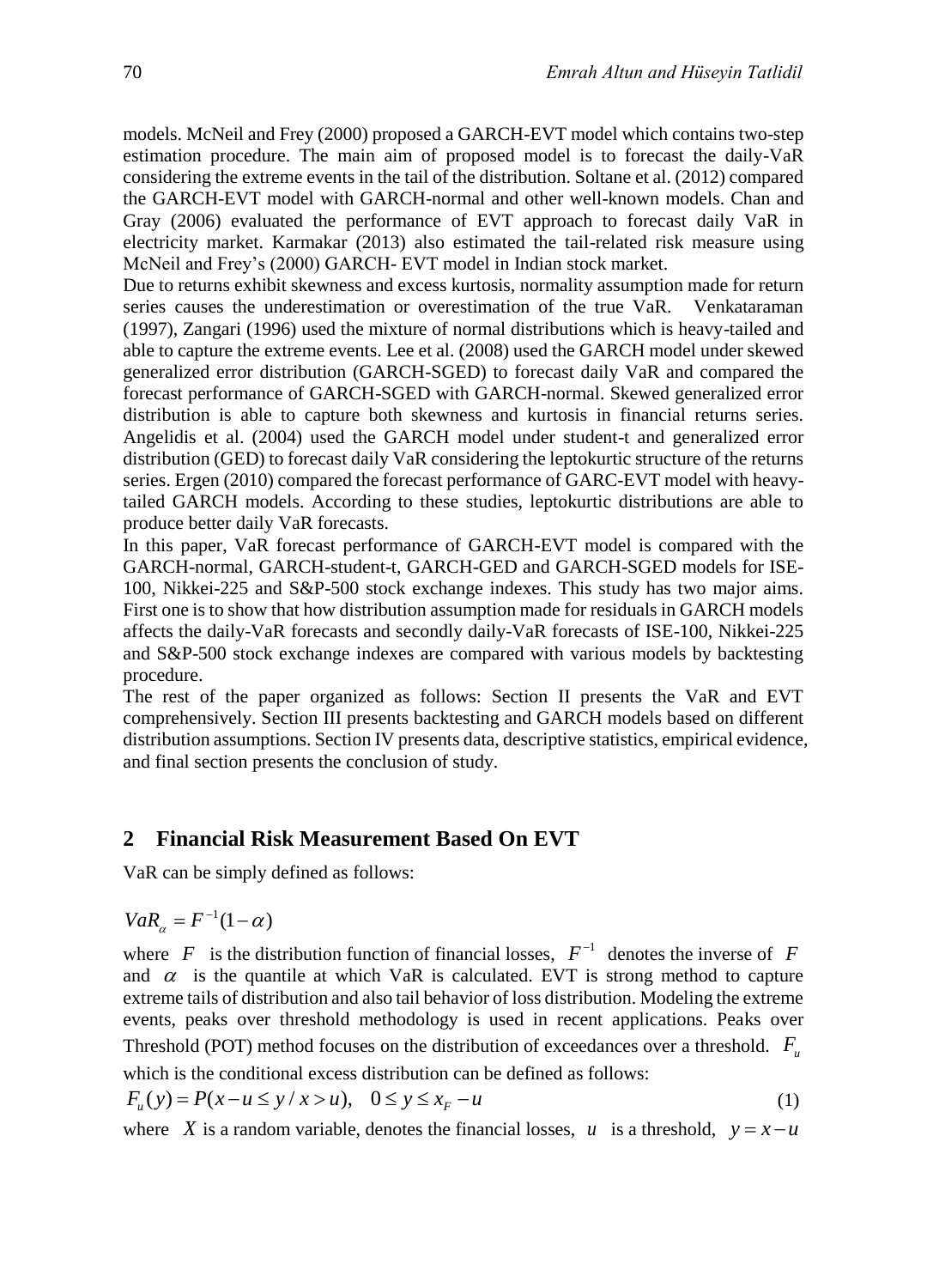models. McNeil and Frey (2000) proposed a GARCH-EVT model which contains two-step estimation procedure. The main aim of proposed model is to forecast the daily-VaR considering the extreme events in the tail of the distribution. Soltane et al. (2012) compared the GARCH-EVT model with GARCH-normal and other well-known models. Chan and Gray (2006) evaluated the performance of EVT approach to forecast daily VaR in electricity market. Karmakar (2013) also estimated the tail-related risk measure using McNeil and Frey's (2000) GARCH- EVT model in Indian stock market.

Due to returns exhibit skewness and excess kurtosis, normality assumption made for return series causes the underestimation or overestimation of the true VaR. Venkataraman (1997), Zangari (1996) used the mixture of normal distributions which is heavy-tailed and able to capture the extreme events. Lee et al. (2008) used the GARCH model under skewed generalized error distribution (GARCH-SGED) to forecast daily VaR and compared the forecast performance of GARCH-SGED with GARCH-normal. Skewed generalized error distribution is able to capture both skewness and kurtosis in financial returns series. Angelidis et al. (2004) used the GARCH model under student-t and generalized error distribution (GED) to forecast daily VaR considering the leptokurtic structure of the returns series. Ergen (2010) compared the forecast performance of GARC-EVT model with heavy-tailed GARCH models. According to these studies, leptokurtic distributions are able to produce better daily VaR forecasts.

In this paper, VaR forecast performance of GARCH-EVT model is compared with the GARCH-normal, GARCH-student-t, GARCH-GED and GARCH-SGED models for ISE-100, Nikkei-225 and S&P-500 stock exchange indexes. This study has two major aims. First one is to show that how distribution assumption made for residuals in GARCH models affects the daily-VaR forecasts and secondly daily-VaR forecasts of ISE-100, Nikkei-225 and S&P-500 stock exchange indexes are compared with various models by backtesting procedure.

The rest of the paper organized as follows: Section II presents the VaR and EVT comprehensively. Section III presents backtesting and GARCH models based on different distribution assumptions. Section IV presents data, descriptive statistics, empirical evidence, and final section presents the conclusion of study.

## 2 Financial Risk Measurement Based On EVT

VaR can be simply defined as follows:

$$VaR_{\alpha} = F^{-1}(1-\alpha)$$

where $F$ is the distribution function of financial losses, $F^{-1}$ denotes the inverse of $F$ and $\alpha$ is the quantile at which VaR is calculated. EVT is strong method to capture extreme tails of distribution and also tail behavior of loss distribution. Modeling the extreme events, peaks over threshold methodology is used in recent applications. Peaks over Threshold (POT) method focuses on the distribution of exceedances over a threshold. $F_u$ which is the conditional excess distribution can be defined as follows:

$$F_u(y) = P(x-u \leq y / x > u), \quad 0 \leq y \leq x_F - u \tag{1}$$

where $X$ is a random variable, denotes the financial losses, $u$ is a threshold, $y = x - u$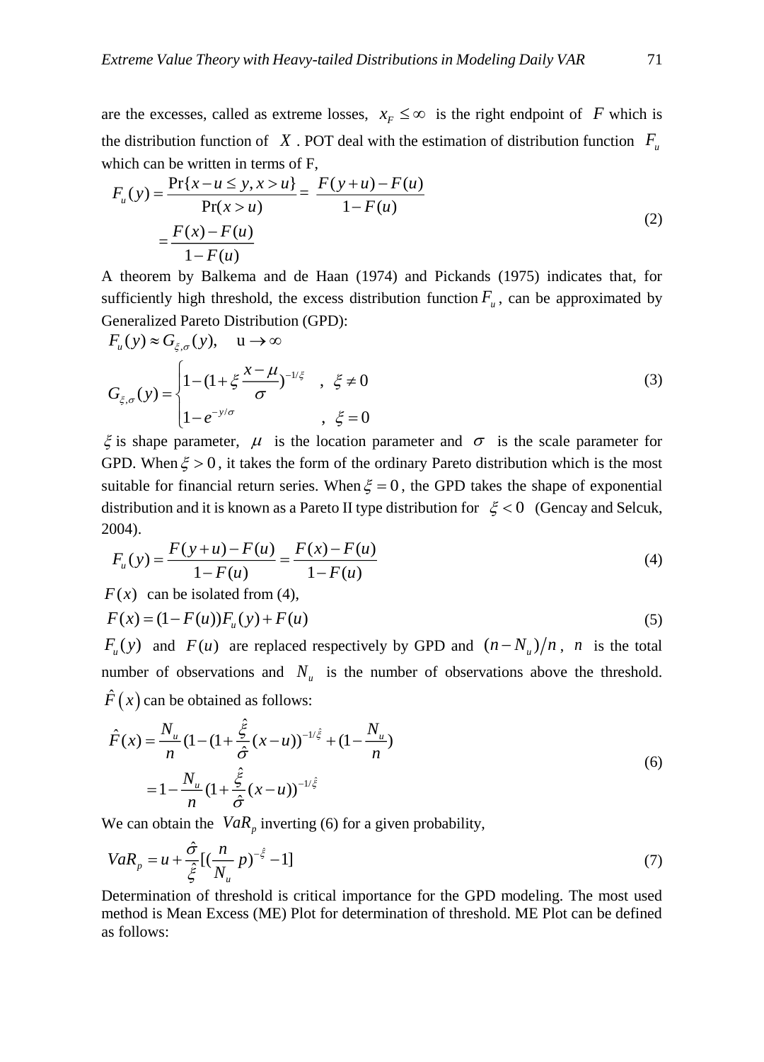are the excesses, called as extreme losses, $x_F \leq \infty$ is the right endpoint of $F$ which is the distribution function of $X$. POT deal with the estimation of distribution function $F_u$ which can be written in terms of F,

$$F_u(y) = \frac{\Pr\{x-u \leq y, x > u\}}{\Pr(x>u)} = \frac{F(y+u)-F(u)}{1-F(u)} = \frac{F(x)-F(u)}{1-F(u)} \tag{2}$$

A theorem by Balkema and de Haan (1974) and Pickands (1975) indicates that, for sufficiently high threshold, the excess distribution function $F_u$, can be approximated by Generalized Pareto Distribution (GPD):

$$F_u(y) \approx G_{\xi,\sigma}(y), \quad u \to \infty$$

$$G_{\xi,\sigma}(y) = \begin{cases} 1-(1+\xi\dfrac{x-\mu}{\sigma})^{-1/\xi} & , \ \xi \neq 0 \\ 1-e^{-y/\sigma} & , \ \xi = 0 \end{cases} \tag{3}$$

$\xi$ is shape parameter, $\mu$ is the location parameter and $\sigma$ is the scale parameter for GPD. When $\xi > 0$, it takes the form of the ordinary Pareto distribution which is the most suitable for financial return series. When $\xi = 0$, the GPD takes the shape of exponential distribution and it is known as a Pareto II type distribution for $\xi < 0$ (Gencay and Selcuk, 2004).

$$F_u(y) = \frac{F(y+u)-F(u)}{1-F(u)} = \frac{F(x)-F(u)}{1-F(u)} \tag{4}$$

$F(x)$ can be isolated from (4),

$$F(x) = (1-F(u))F_u(y)+F(u) \tag{5}$$

$F_u(y)$ and $F(u)$ are replaced respectively by GPD and $(n-N_u)/n$, $n$ is the total number of observations and $N_u$ is the number of observations above the threshold. $\hat{F}(x)$ can be obtained as follows:

$$\hat{F}(x) = \frac{N_u}{n}(1-(1+\frac{\hat{\xi}}{\hat{\sigma}}(x-u))^{-1/\hat{\xi}} + (1-\frac{N_u}{n}) = 1-\frac{N_u}{n}(1+\frac{\hat{\xi}}{\hat{\sigma}}(x-u))^{-1/\hat{\xi}} \tag{6}$$

We can obtain the $VaR_p$ inverting (6) for a given probability,

$$VaR_p = u + \frac{\hat{\sigma}}{\hat{\xi}}[(\frac{n}{N_u}p)^{-\hat{\xi}} - 1] \tag{7}$$

Determination of threshold is critical importance for the GPD modeling. The most used method is Mean Excess (ME) Plot for determination of threshold. ME Plot can be defined as follows: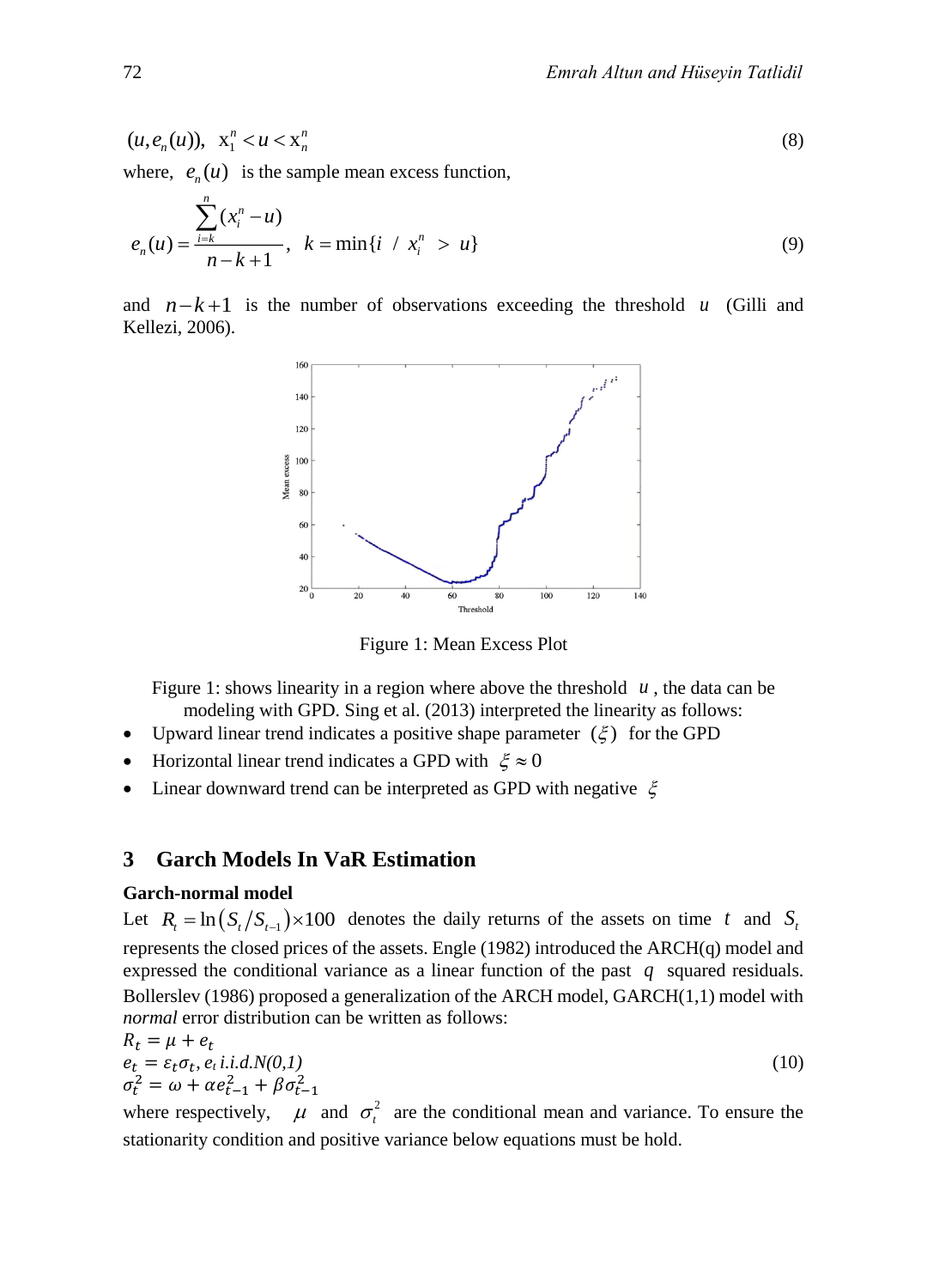$$(u, e_n(u)), \quad x_1^n < u < x_n^n \tag{8}$$

where, $e_n(u)$ is the sample mean excess function,

$$e_n(u) = \frac{\sum_{i=k}^{n}(x_i^n - u)}{n-k+1}, \quad k = \min\{i \;/\; x_i^n > u\} \tag{9}$$

and $n-k+1$ is the number of observations exceeding the threshold $u$ (Gilli and Kellezi, 2006).

Figure 1: Mean Excess Plot

Figure 1: shows linearity in a region where above the threshold $u$, the data can be modeling with GPD. Sing et al. (2013) interpreted the linearity as follows:

- Upward linear trend indicates a positive shape parameter $(\xi)$ for the GPD
- Horizontal linear trend indicates a GPD with $\xi \approx 0$
- Linear downward trend can be interpreted as GPD with negative $\xi$

## 3 Garch Models In VaR Estimation

### Garch-normal model

Let $R_t = \ln(S_t/S_{t-1}) \times 100$ denotes the daily returns of the assets on time $t$ and $S_t$ represents the closed prices of the assets. Engle (1982) introduced the ARCH(q) model and expressed the conditional variance as a linear function of the past $q$ squared residuals. Bollerslev (1986) proposed a generalization of the ARCH model, GARCH(1,1) model with *normal* error distribution can be written as follows:

$$\begin{aligned} R_t &= \mu + e_t \\ e_t &= \varepsilon_t \sigma_t, \; e_t \text{ i.i.d. } N(0,1) \\ \sigma_t^2 &= \omega + \alpha e_{t-1}^2 + \beta \sigma_{t-1}^2 \end{aligned} \tag{10}$$

where respectively, $\mu$ and $\sigma_t^2$ are the conditional mean and variance. To ensure the stationarity condition and positive variance below equations must be hold.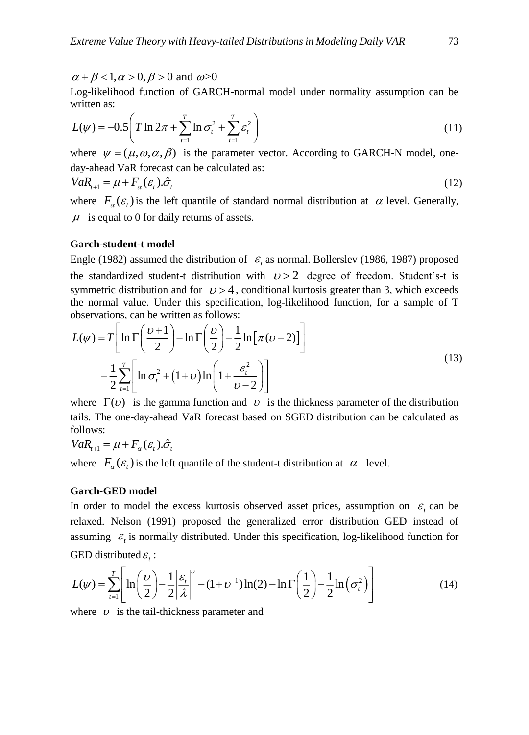$\alpha + \beta < 1, \alpha > 0, \beta > 0$ and $\omega$>0

Log-likelihood function of GARCH-normal model under normality assumption can be written as:

$$L(\psi) = -0.5\left( T \ln 2\pi + \sum_{t=1}^{T} \ln \sigma_t^2 + \sum_{t=1}^{T} \varepsilon_t^2 \right) \tag{11}$$

where $\psi = (\mu, \omega, \alpha, \beta)$ is the parameter vector. According to GARCH-N model, one-day-ahead VaR forecast can be calculated as:

$$VaR_{t+1} = \mu + F_\alpha(\varepsilon_t).\hat{\sigma}_t \tag{12}$$

where $F_\alpha(\varepsilon_t)$ is the left quantile of standard normal distribution at $\alpha$ level. Generally, $\mu$ is equal to 0 for daily returns of assets.

### Garch-student-t model

Engle (1982) assumed the distribution of $\varepsilon_t$ as normal. Bollerslev (1986, 1987) proposed the standardized student-t distribution with $\upsilon > 2$ degree of freedom. Student's-t is symmetric distribution and for $\upsilon > 4$, conditional kurtosis greater than 3, which exceeds the normal value. Under this specification, log-likelihood function, for a sample of T observations, can be written as follows:

$$\begin{aligned} L(\psi) = T\left[ \ln \Gamma\left(\frac{\upsilon+1}{2}\right) - \ln \Gamma\left(\frac{\upsilon}{2}\right) - \frac{1}{2}\ln\left[\pi(\upsilon-2)\right] \right] \\ -\frac{1}{2}\sum_{t=1}^{T}\left[ \ln \sigma_t^2 + (1+\upsilon)\ln\left(1+\frac{\varepsilon_t^2}{\upsilon-2}\right) \right] \end{aligned} \tag{13}$$

where $\Gamma(\upsilon)$ is the gamma function and $\upsilon$ is the thickness parameter of the distribution tails. The one-day-ahead VaR forecast based on SGED distribution can be calculated as follows:

$$VaR_{t+1} = \mu + F_\alpha(\varepsilon_t).\hat{\sigma}_t$$

where $F_\alpha(\varepsilon_t)$ is the left quantile of the student-t distribution at $\alpha$ level.

### Garch-GED model

In order to model the excess kurtosis observed asset prices, assumption on $\varepsilon_t$ can be relaxed. Nelson (1991) proposed the generalized error distribution GED instead of assuming $\varepsilon_t$ is normally distributed. Under this specification, log-likelihood function for GED distributed $\varepsilon_t$:

$$L(\psi) = \sum_{t=1}^{T}\left[ \ln\left(\frac{\upsilon}{2}\right) - \frac{1}{2}\left|\frac{\varepsilon_t}{\lambda}\right|^{\upsilon} - (1+\upsilon^{-1})\ln(2) - \ln\Gamma\left(\frac{1}{2}\right) - \frac{1}{2}\ln\left(\sigma_t^2\right) \right] \tag{14}$$

where $\upsilon$ is the tail-thickness parameter and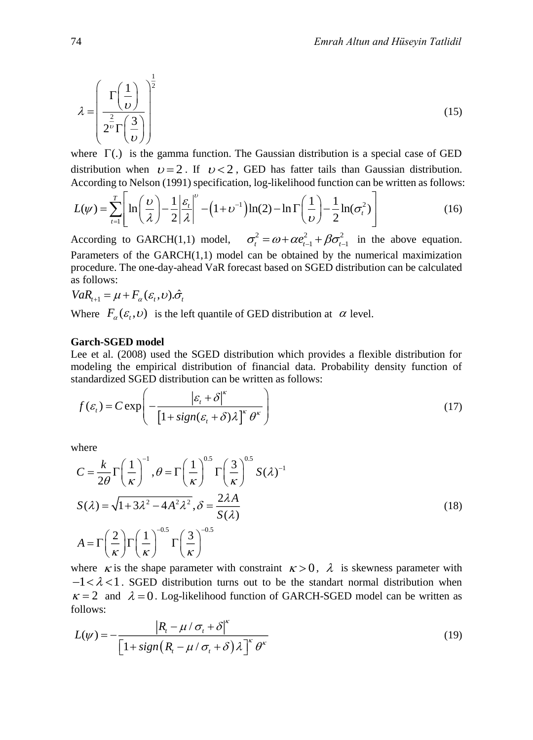$$\lambda = \left( \frac{\Gamma\left(\frac{1}{\upsilon}\right)}{2^{\frac{2}{\upsilon}}\Gamma\left(\frac{3}{\upsilon}\right)} \right)^{\frac{1}{2}} \tag{15}$$

where $\Gamma(.)$ is the gamma function. The Gaussian distribution is a special case of GED distribution when $\upsilon = 2$. If $\upsilon < 2$, GED has fatter tails than Gaussian distribution. According to Nelson (1991) specification, log-likelihood function can be written as follows:

$$L(\psi) = \sum_{t=1}^{T} \left[ \ln\left(\frac{\upsilon}{\lambda}\right) - \frac{1}{2}\left|\frac{\varepsilon_t}{\lambda}\right|^{\upsilon} - \left(1+\upsilon^{-1}\right)\ln(2) - \ln\Gamma\left(\frac{1}{\upsilon}\right) - \frac{1}{2}\ln(\sigma_t^2) \right] \tag{16}$$

According to GARCH(1,1) model, $\sigma_t^2 = \omega + \alpha e_{t-1}^2 + \beta\sigma_{t-1}^2$ in the above equation. Parameters of the GARCH(1,1) model can be obtained by the numerical maximization procedure. The one-day-ahead VaR forecast based on SGED distribution can be calculated as follows:

$VaR_{t+1} = \mu + F_{\alpha}(\varepsilon_t, \upsilon).\hat{\sigma}_t$

Where $F_{\alpha}(\varepsilon_t, \upsilon)$ is the left quantile of GED distribution at $\alpha$ level.

**Garch-SGED model**

Lee et al. (2008) used the SGED distribution which provides a flexible distribution for modeling the empirical distribution of financial data. Probability density function of standardized SGED distribution can be written as follows:

$$f(\varepsilon_t) = C \exp\left( -\frac{|\varepsilon_t + \delta|^{\kappa}}{\left[1 + sign(\varepsilon_t + \delta)\lambda\right]^{\kappa} \theta^{\kappa}} \right) \tag{17}$$

where

$$\begin{aligned} C &= \frac{k}{2\theta}\Gamma\left(\frac{1}{\kappa}\right)^{-1}, \theta = \Gamma\left(\frac{1}{\kappa}\right)^{0.5}\Gamma\left(\frac{3}{\kappa}\right)^{0.5} S(\lambda)^{-1} \\ S(\lambda) &= \sqrt{1+3\lambda^2 - 4A^2\lambda^2}, \delta = \frac{2\lambda A}{S(\lambda)} \\ A &= \Gamma\left(\frac{2}{\kappa}\right)\Gamma\left(\frac{1}{\kappa}\right)^{-0.5}\Gamma\left(\frac{3}{\kappa}\right)^{-0.5} \end{aligned} \tag{18}$$

where $\kappa$ is the shape parameter with constraint $\kappa > 0$, $\lambda$ is skewness parameter with $-1 < \lambda < 1$. SGED distribution turns out to be the standart normal distribution when $\kappa = 2$ and $\lambda = 0$. Log-likelihood function of GARCH-SGED model can be written as follows:

$$L(\psi) = -\frac{|R_t - \mu/\sigma_t + \delta|^{\kappa}}{\left[1 + sign\left(R_t - \mu/\sigma_t + \delta\right)\lambda\right]^{\kappa}\theta^{\kappa}} \tag{19}$$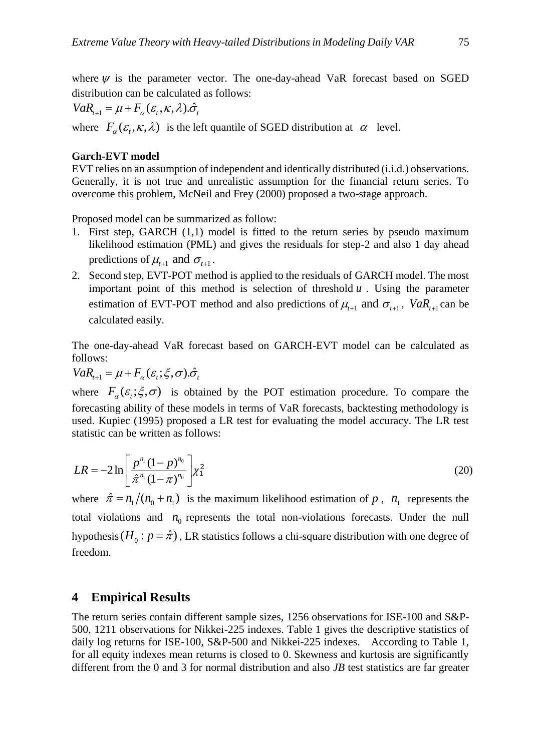where $\psi$ is the parameter vector. The one-day-ahead VaR forecast based on SGED distribution can be calculated as follows:

$$VaR_{t+1} = \mu + F_{\alpha}(\varepsilon_t, \kappa, \lambda).\hat{\sigma}_t$$

where $F_{\alpha}(\varepsilon_t, \kappa, \lambda)$ is the left quantile of SGED distribution at $\alpha$ level.

**Garch-EVT model**

EVT relies on an assumption of independent and identically distributed (i.i.d.) observations. Generally, it is not true and unrealistic assumption for the financial return series. To overcome this problem, McNeil and Frey (2000) proposed a two-stage approach.

Proposed model can be summarized as follow:

1. First step, GARCH (1,1) model is fitted to the return series by pseudo maximum likelihood estimation (PML) and gives the residuals for step-2 and also 1 day ahead predictions of $\mu_{t+1}$ and $\sigma_{t+1}$.
2. Second step, EVT-POT method is applied to the residuals of GARCH model. The most important point of this method is selection of threshold $u$. Using the parameter estimation of EVT-POT method and also predictions of $\mu_{t+1}$ and $\sigma_{t+1}$, $VaR_{t+1}$ can be calculated easily.

The one-day-ahead VaR forecast based on GARCH-EVT model can be calculated as follows:

$$VaR_{t+1} = \mu + F_{\alpha}(\varepsilon_t; \xi, \sigma).\hat{\sigma}_t$$

where $F_{\alpha}(\varepsilon_t; \xi, \sigma)$ is obtained by the POT estimation procedure. To compare the forecasting ability of these models in terms of VaR forecasts, backtesting methodology is used. Kupiec (1995) proposed a LR test for evaluating the model accuracy. The LR test statistic can be written as follows:

$$LR = -2\ln\left[\frac{p^{n_1}(1-p)^{n_0}}{\hat{\pi}^{n_1}(1-\pi)^{n_0}}\right]\chi_1^2 \tag{20}$$

where $\hat{\pi} = n_1/(n_0 + n_1)$ is the maximum likelihood estimation of $p$, $n_1$ represents the total violations and $n_0$ represents the total non-violations forecasts. Under the null hypothesis $(H_0 : p = \hat{\pi})$, LR statistics follows a chi-square distribution with one degree of freedom.

## 4 Empirical Results

The return series contain different sample sizes, 1256 observations for ISE-100 and S&P-500, 1211 observations for Nikkei-225 indexes. Table 1 gives the descriptive statistics of daily log returns for ISE-100, S&P-500 and Nikkei-225 indexes. According to Table 1, for all equity indexes mean returns is closed to 0. Skewness and kurtosis are significantly different from the 0 and 3 for normal distribution and also *JB* test statistics are far greater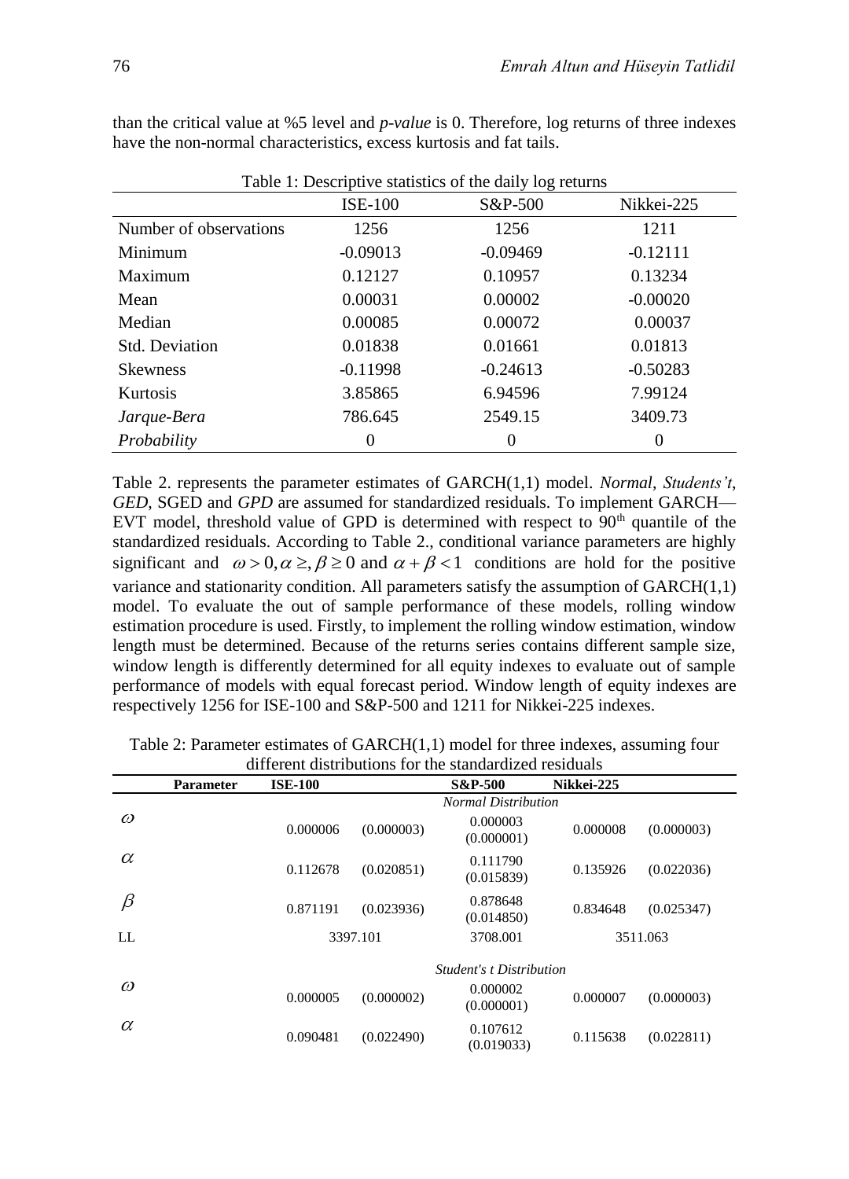than the critical value at %5 level and *p-value* is 0. Therefore, log returns of three indexes have the non-normal characteristics, excess kurtosis and fat tails.

Table 1: Descriptive statistics of the daily log returns

| | ISE-100 | S&P-500 | Nikkei-225 |
|---|---|---|---|
| Number of observations | 1256 | 1256 | 1211 |
| Minimum | -0.09013 | -0.09469 | -0.12111 |
| Maximum | 0.12127 | 0.10957 | 0.13234 |
| Mean | 0.00031 | 0.00002 | -0.00020 |
| Median | 0.00085 | 0.00072 | 0.00037 |
| Std. Deviation | 0.01838 | 0.01661 | 0.01813 |
| Skewness | -0.11998 | -0.24613 | -0.50283 |
| Kurtosis | 3.85865 | 6.94596 | 7.99124 |
| *Jarque-Bera* | 786.645 | 2549.15 | 3409.73 |
| *Probability* | 0 | 0 | 0 |

Table 2. represents the parameter estimates of GARCH(1,1) model. *Normal*, *Students't*, *GED*, SGED and *GPD* are assumed for standardized residuals. To implement GARCH—EVT model, threshold value of GPD is determined with respect to 90[th] quantile of the standardized residuals. According to Table 2., conditional variance parameters are highly significant and $\omega > 0, \alpha \geq, \beta \geq 0$ and $\alpha + \beta < 1$ conditions are hold for the positive variance and stationarity condition. All parameters satisfy the assumption of GARCH(1,1) model. To evaluate the out of sample performance of these models, rolling window estimation procedure is used. Firstly, to implement the rolling window estimation, window length must be determined. Because of the returns series contains different sample size, window length is differently determined for all equity indexes to evaluate out of sample performance of models with equal forecast period. Window length of equity indexes are respectively 1256 for ISE-100 and S&P-500 and 1211 for Nikkei-225 indexes.

Table 2: Parameter estimates of GARCH(1,1) model for three indexes, assuming four different distributions for the standardized residuals

| Parameter | ISE-100 | | S&P-500 | Nikkei-225 | |
|---|---|---|---|---|---|
| | | | *Normal Distribution* | | |
| $\omega$ | 0.000006 | (0.000003) | 0.000003 (0.000001) | 0.000008 | (0.000003) |
| $\alpha$ | 0.112678 | (0.020851) | 0.111790 (0.015839) | 0.135926 | (0.022036) |
| $\beta$ | 0.871191 | (0.023936) | 0.878648 (0.014850) | 0.834648 | (0.025347) |
| LL | 3397.101 | | 3708.001 | 3511.063 | |
| | | | *Student's t Distribution* | | |
| $\omega$ | 0.000005 | (0.000002) | 0.000002 (0.000001) | 0.000007 | (0.000003) |
| $\alpha$ | 0.090481 | (0.022490) | 0.107612 (0.019033) | 0.115638 | (0.022811) |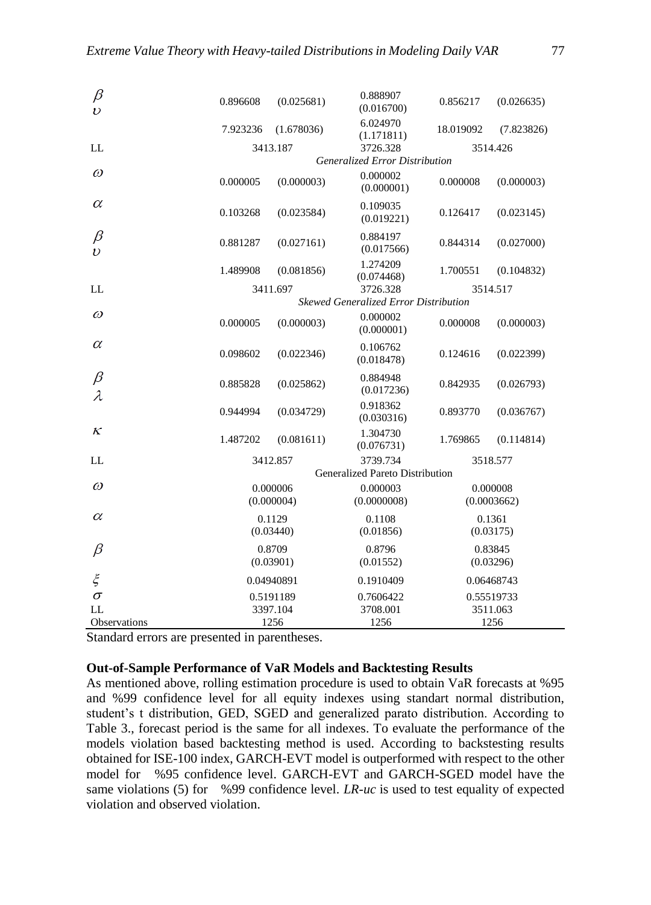| | | | | | |
|---|---|---|---|---|---|
| $\beta$ | 0.896608 | (0.025681) | 0.888907 (0.016700) | 0.856217 | (0.026635) |
| $\upsilon$ | 7.923236 | (1.678036) | 6.024970 (1.171811) | 18.019092 | (7.823826) |
| LL | 3413.187 | | 3726.328 | 3514.426 | |
| | | | *Generalized Error Distribution* | | |
| $\omega$ | 0.000005 | (0.000003) | 0.000002 (0.000001) | 0.000008 | (0.000003) |
| $\alpha$ | 0.103268 | (0.023584) | 0.109035 (0.019221) | 0.126417 | (0.023145) |
| $\beta$ | 0.881287 | (0.027161) | 0.884197 (0.017566) | 0.844314 | (0.027000) |
| $\upsilon$ | 1.489908 | (0.081856) | 1.274209 (0.074468) | 1.700551 | (0.104832) |
| LL | 3411.697 | | 3726.328 | 3514.517 | |
| | | | *Skewed Generalized Error Distribution* | | |
| $\omega$ | 0.000005 | (0.000003) | 0.000002 (0.000001) | 0.000008 | (0.000003) |
| $\alpha$ | 0.098602 | (0.022346) | 0.106762 (0.018478) | 0.124616 | (0.022399) |
| $\beta$ | 0.885828 | (0.025862) | 0.884948 (0.017236) | 0.842935 | (0.026793) |
| $\lambda$ | 0.944994 | (0.034729) | 0.918362 (0.030316) | 0.893770 | (0.036767) |
| $\kappa$ | 1.487202 | (0.081611) | 1.304730 (0.076731) | 1.769865 | (0.114814) |
| LL | 3412.857 | | 3739.734 | 3518.577 | |
| | | | Generalized Pareto Distribution | | |
| $\omega$ | 0.000006 (0.000004) | | 0.000003 (0.0000008) | 0.000008 (0.0003662) | |
| $\alpha$ | 0.1129 (0.03440) | | 0.1108 (0.01856) | 0.1361 (0.03175) | |
| $\beta$ | 0.8709 (0.03901) | | 0.8796 (0.01552) | 0.83845 (0.03296) | |
| $\xi$ | 0.04940891 | | 0.1910409 | 0.06468743 | |
| $\sigma$ | 0.5191189 | | 0.7606422 | 0.55519733 | |
| LL | 3397.104 | | 3708.001 | 3511.063 | |
| Observations | 1256 | | 1256 | 1256 | |

Standard errors are presented in parentheses.

**Out-of-Sample Performance of VaR Models and Backtesting Results**

As mentioned above, rolling estimation procedure is used to obtain VaR forecasts at %95 and %99 confidence level for all equity indexes using standart normal distribution, student's t distribution, GED, SGED and generalized parato distribution. According to Table 3., forecast period is the same for all indexes. To evaluate the performance of the models violation based backtesting method is used. According to backstesting results obtained for ISE-100 index, GARCH-EVT model is outperformed with respect to the other model for %95 confidence level. GARCH-EVT and GARCH-SGED model have the same violations (5) for %99 confidence level. *LR-uc* is used to test equality of expected violation and observed violation.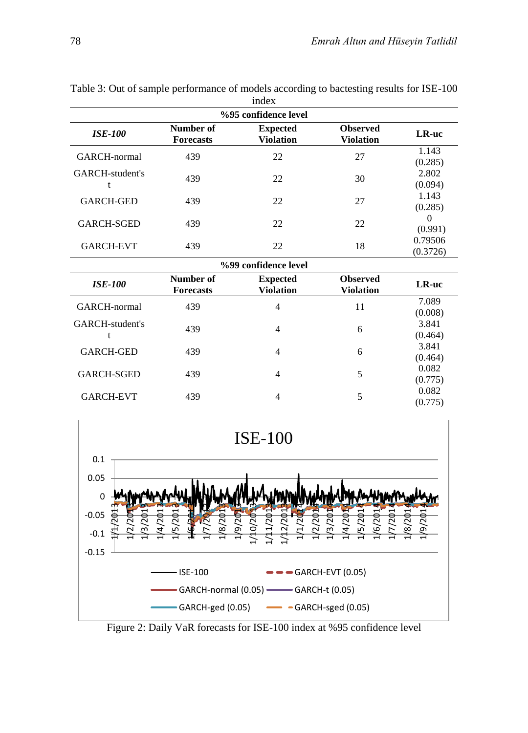Table 3: Out of sample performance of models according to bactesting results for ISE-100 index

| %95 confidence level | | | | |
|---|---|---|---|---|
| ***ISE-100*** | **Number of Forecasts** | **Expected Violation** | **Observed Violation** | **LR-uc** |
| GARCH-normal | 439 | 22 | 27 | 1.143 (0.285) |
| GARCH-student's t | 439 | 22 | 30 | 2.802 (0.094) |
| GARCH-GED | 439 | 22 | 27 | 1.143 (0.285) |
| GARCH-SGED | 439 | 22 | 22 | 0 (0.991) |
| GARCH-EVT | 439 | 22 | 18 | 0.79506 (0.3726) |
| **%99 confidence level** | | | | |
| ***ISE-100*** | **Number of Forecasts** | **Expected Violation** | **Observed Violation** | **LR-uc** |
| GARCH-normal | 439 | 4 | 11 | 7.089 (0.008) |
| GARCH-student's t | 439 | 4 | 6 | 3.841 (0.464) |
| GARCH-GED | 439 | 4 | 6 | 3.841 (0.464) |
| GARCH-SGED | 439 | 4 | 5 | 0.082 (0.775) |
| GARCH-EVT | 439 | 4 | 5 | 0.082 (0.775) |

Figure 2: Daily VaR forecasts for ISE-100 index at %95 confidence level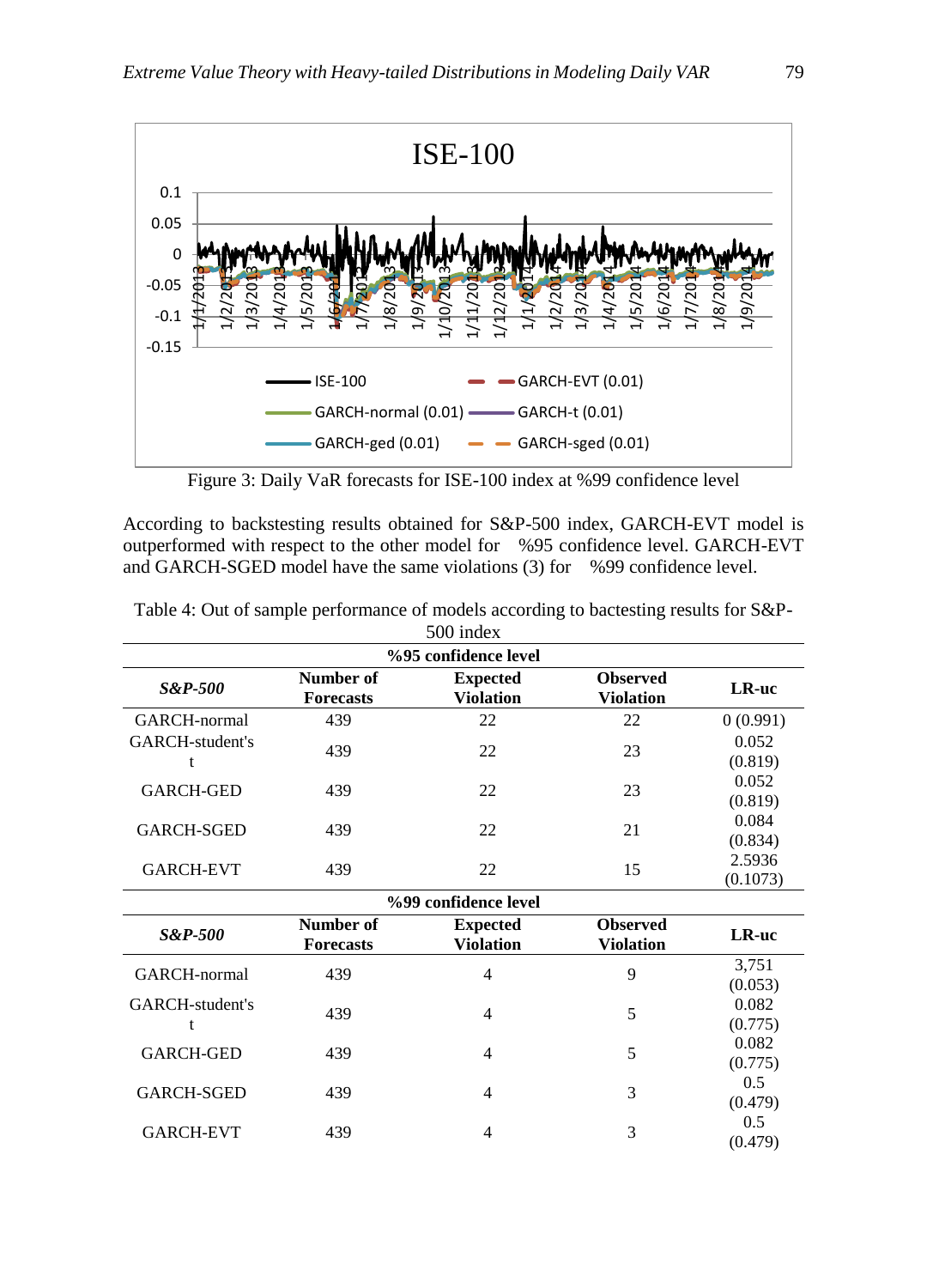Figure 3: Daily VaR forecasts for ISE-100 index at %99 confidence level

According to backstesting results obtained for S&P-500 index, GARCH-EVT model is outperformed with respect to the other model for %95 confidence level. GARCH-EVT and GARCH-SGED model have the same violations (3) for %99 confidence level.

Table 4: Out of sample performance of models according to bactesting results for S&P-500 index

| %95 confidence level | | | | |
|---|---|---|---|---|
| ***S&P-500*** | **Number of Forecasts** | **Expected Violation** | **Observed Violation** | **LR-uc** |
| GARCH-normal | 439 | 22 | 22 | 0 (0.991) |
| GARCH-student's t | 439 | 22 | 23 | 0.052 (0.819) |
| GARCH-GED | 439 | 22 | 23 | 0.052 (0.819) |
| GARCH-SGED | 439 | 22 | 21 | 0.084 (0.834) |
| GARCH-EVT | 439 | 22 | 15 | 2.5936 (0.1073) |
| **%99 confidence level** | | | | |
| ***S&P-500*** | **Number of Forecasts** | **Expected Violation** | **Observed Violation** | **LR-uc** |
| GARCH-normal | 439 | 4 | 9 | 3,751 (0.053) |
| GARCH-student's t | 439 | 4 | 5 | 0.082 (0.775) |
| GARCH-GED | 439 | 4 | 5 | 0.082 (0.775) |
| GARCH-SGED | 439 | 4 | 3 | 0.5 (0.479) |
| GARCH-EVT | 439 | 4 | 3 | 0.5 (0.479) |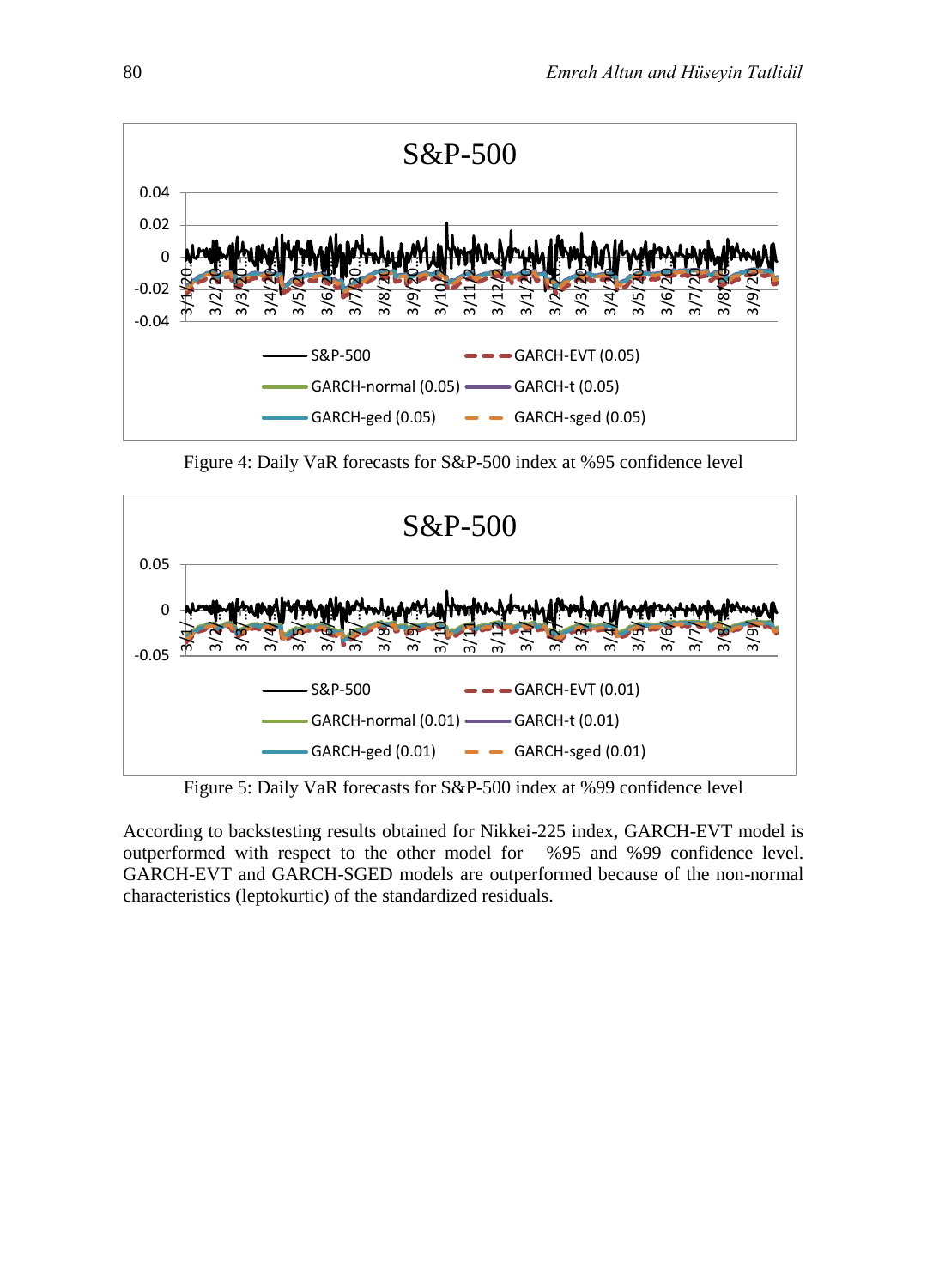Figure 4: Daily VaR forecasts for S&P-500 index at %95 confidence level

Figure 5: Daily VaR forecasts for S&P-500 index at %99 confidence level

According to backstesting results obtained for Nikkei-225 index, GARCH-EVT model is outperformed with respect to the other model for %95 and %99 confidence level. GARCH-EVT and GARCH-SGED models are outperformed because of the non-normal characteristics (leptokurtic) of the standardized residuals.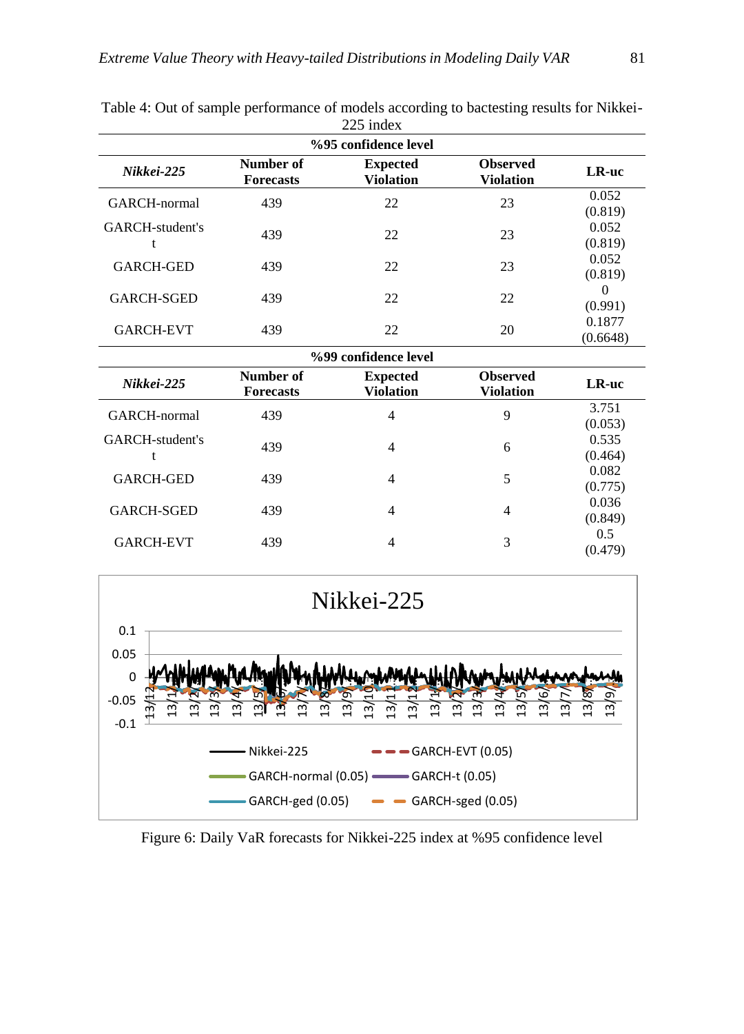Table 4: Out of sample performance of models according to bactesting results for Nikkei-225 index

| %95 confidence level | | | | |
|---|---|---|---|---|
| ***Nikkei-225*** | **Number of Forecasts** | **Expected Violation** | **Observed Violation** | **LR-uc** |
| GARCH-normal | 439 | 22 | 23 | 0.052 (0.819) |
| GARCH-student's t | 439 | 22 | 23 | 0.052 (0.819) |
| GARCH-GED | 439 | 22 | 23 | 0.052 (0.819) |
| GARCH-SGED | 439 | 22 | 22 | 0 (0.991) |
| GARCH-EVT | 439 | 22 | 20 | 0.1877 (0.6648) |
| **%99 confidence level** | | | | |
| ***Nikkei-225*** | **Number of Forecasts** | **Expected Violation** | **Observed Violation** | **LR-uc** |
| GARCH-normal | 439 | 4 | 9 | 3.751 (0.053) |
| GARCH-student's t | 439 | 4 | 6 | 0.535 (0.464) |
| GARCH-GED | 439 | 4 | 5 | 0.082 (0.775) |
| GARCH-SGED | 439 | 4 | 4 | 0.036 (0.849) |
| GARCH-EVT | 439 | 4 | 3 | 0.5 (0.479) |

Figure 6: Daily VaR forecasts for Nikkei-225 index at %95 confidence level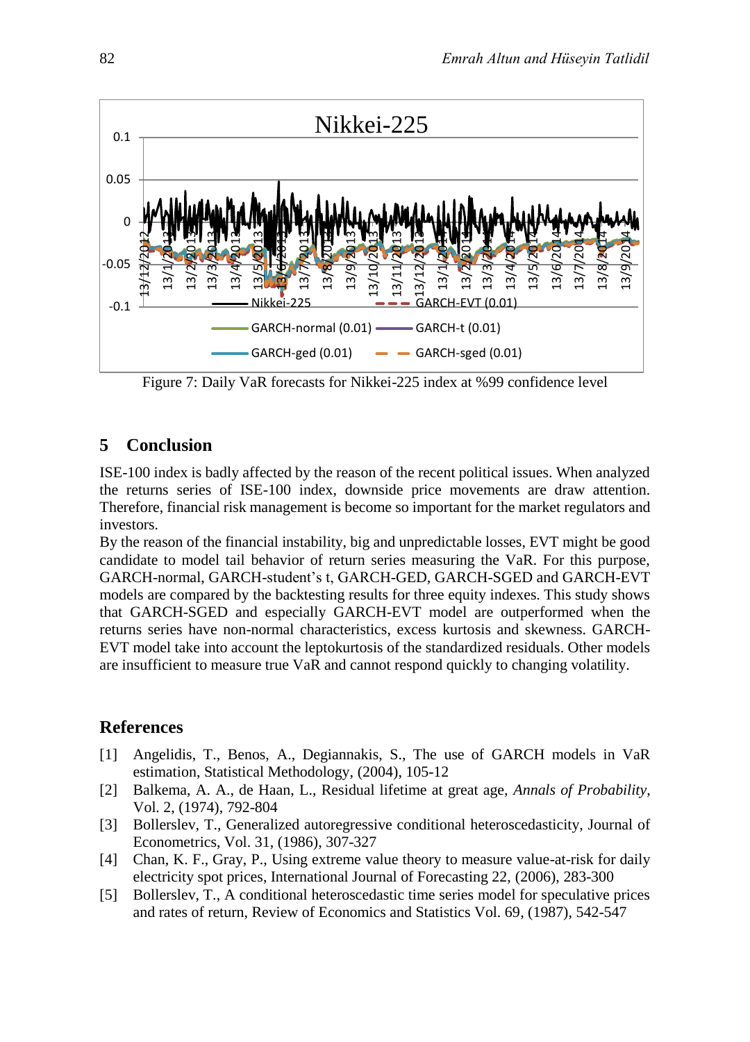Figure 7: Daily VaR forecasts for Nikkei-225 index at %99 confidence level

## 5 Conclusion

ISE-100 index is badly affected by the reason of the recent political issues. When analyzed the returns series of ISE-100 index, downside price movements are draw attention. Therefore, financial risk management is become so important for the market regulators and investors.

By the reason of the financial instability, big and unpredictable losses, EVT might be good candidate to model tail behavior of return series measuring the VaR. For this purpose, GARCH-normal, GARCH-student's t, GARCH-GED, GARCH-SGED and GARCH-EVT models are compared by the backtesting results for three equity indexes. This study shows that GARCH-SGED and especially GARCH-EVT model are outperformed when the returns series have non-normal characteristics, excess kurtosis and skewness. GARCH-EVT model take into account the leptokurtosis of the standardized residuals. Other models are insufficient to measure true VaR and cannot respond quickly to changing volatility.

## References

[1] Angelidis, T., Benos, A., Degiannakis, S., The use of GARCH models in VaR estimation, Statistical Methodology, (2004), 105-12

[2] Balkema, A. A., de Haan, L., Residual lifetime at great age, *Annals of Probability*, Vol. 2, (1974), 792-804

[3] Bollerslev, T., Generalized autoregressive conditional heteroscedasticity, Journal of Econometrics, Vol. 31, (1986), 307-327

[4] Chan, K. F., Gray, P., Using extreme value theory to measure value-at-risk for daily electricity spot prices, International Journal of Forecasting 22, (2006), 283-300

[5] Bollerslev, T., A conditional heteroscedastic time series model for speculative prices and rates of return, Review of Economics and Statistics Vol. 69, (1987), 542-547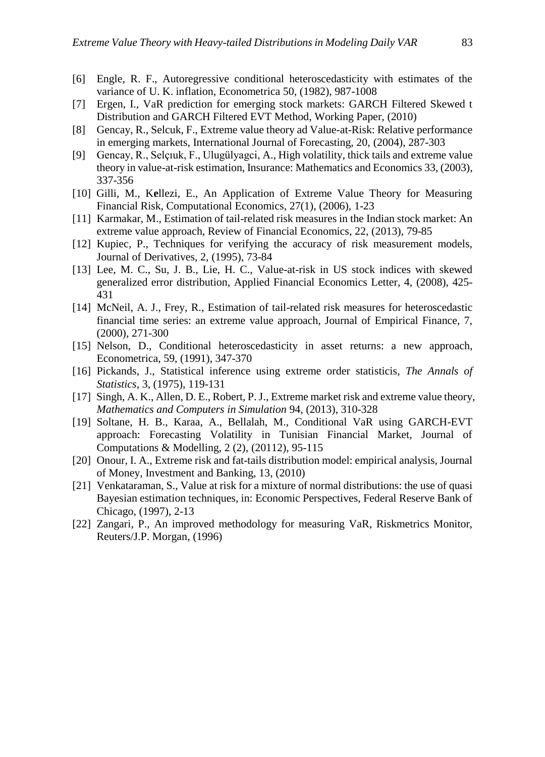[6] Engle, R. F., Autoregressive conditional heteroscedasticity with estimates of the variance of U. K. inflation, Econometrica 50, (1982), 987-1008

[7] Ergen, I., VaR prediction for emerging stock markets: GARCH Filtered Skewed t Distribution and GARCH Filtered EVT Method, Working Paper, (2010)

[8] Gencay, R., Selcuk, F., Extreme value theory ad Value-at-Risk: Relative performance in emerging markets, International Journal of Forecasting, 20, (2004), 287-303

[9] Gencay, R., Selçıuk, F., Ulugülyagci, A., High volatility, thick tails and extreme value theory in value-at-risk estimation, Insurance: Mathematics and Economics 33, (2003), 337-356

[10] Gilli, M., K**e**llezi, E., An Application of Extreme Value Theory for Measuring Financial Risk, Computational Economics, 27(1), (2006), 1-23

[11] Karmakar, M., Estimation of tail-related risk measures in the Indian stock market: An extreme value approach, Review of Financial Economics, 22, (2013), 79-85

[12] Kupiec, P., Techniques for verifying the accuracy of risk measurement models, Journal of Derivatives, 2, (1995), 73-84

[13] Lee, M. C., Su, J. B., Lie, H. C., Value-at-risk in US stock indices with skewed generalized error distribution, Applied Financial Economics Letter, 4, (2008), 425-431

[14] McNeil, A. J., Frey, R., Estimation of tail-related risk measures for heteroscedastic financial time series: an extreme value approach, Journal of Empirical Finance, 7, (2000), 271-300

[15] Nelson, D., Conditional heteroscedasticity in asset returns: a new approach, Econometrica, 59, (1991), 347-370

[16] Pickands, J., Statistical inference using extreme order statisticis, *The Annals of Statistics*, 3, (1975), 119-131

[17] Singh, A. K., Allen, D. E., Robert, P. J., Extreme market risk and extreme value theory, *Mathematics and Computers in Simulation* 94, (2013), 310-328

[19] Soltane, H. B., Karaa, A., Bellalah, M., Conditional VaR using GARCH-EVT approach: Forecasting Volatility in Tunisian Financial Market, Journal of Computations & Modelling, 2 (2), (20112), 95-115

[20] Onour, I. A., Extreme risk and fat-tails distribution model: empirical analysis, Journal of Money, Investment and Banking, 13, (2010)

[21] Venkataraman, S., Value at risk for a mixture of normal distributions: the use of quasi Bayesian estimation techniques, in: Economic Perspectives, Federal Reserve Bank of Chicago, (1997), 2-13

[22] Zangari, P., An improved methodology for measuring VaR, Riskmetrics Monitor, Reuters/J.P. Morgan, (1996)